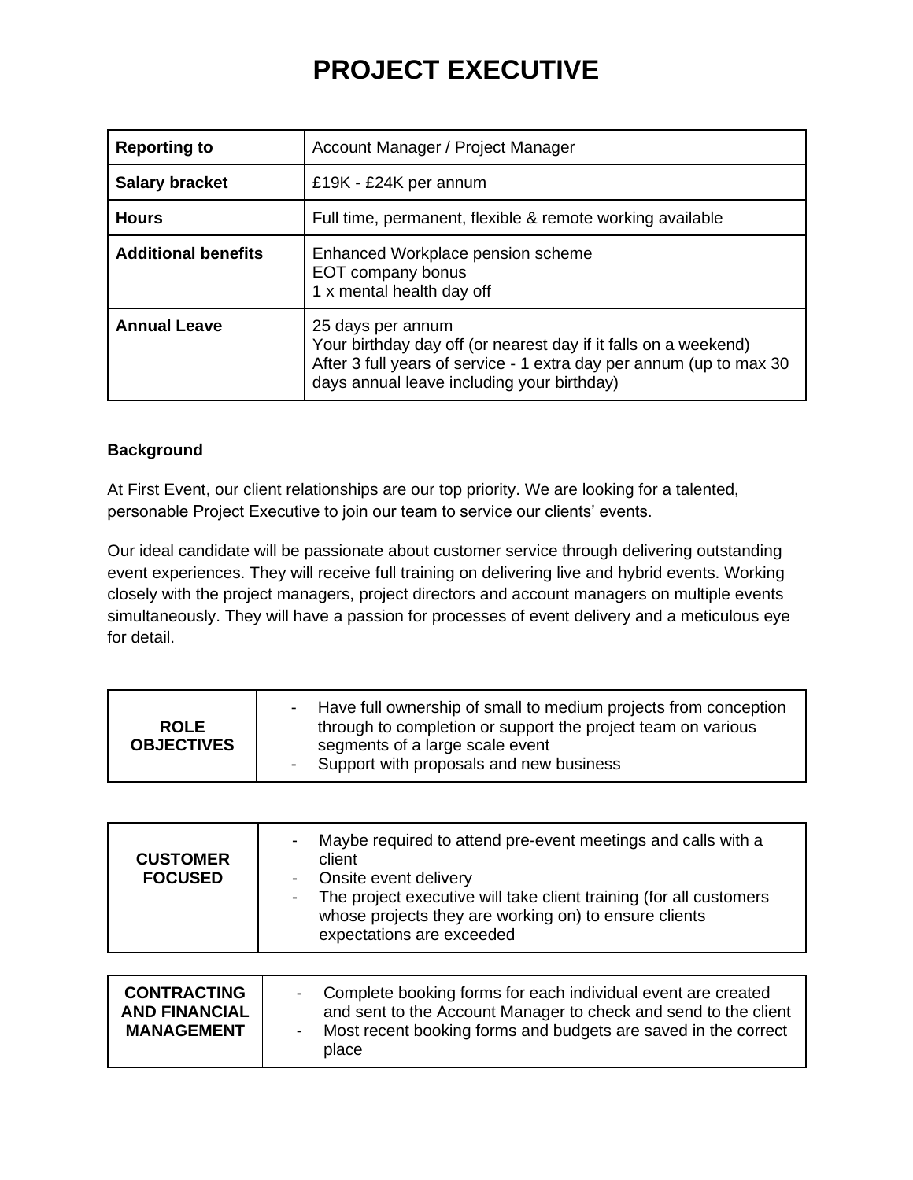# PROJECT EXECUTIVE

| | |
|---|---|
| **Reporting to** | Account Manager / Project Manager |
| **Salary bracket** | £19K - £24K per annum |
| **Hours** | Full time, permanent, flexible & remote working available |
| **Additional benefits** | Enhanced Workplace pension scheme<br>EOT company bonus<br>1 x mental health day off |
| **Annual Leave** | 25 days per annum<br>Your birthday day off (or nearest day if it falls on a weekend)<br>After 3 full years of service - 1 extra day per annum (up to max 30 days annual leave including your birthday) |

**Background**

At First Event, our client relationships are our top priority. We are looking for a talented, personable Project Executive to join our team to service our clients' events.

Our ideal candidate will be passionate about customer service through delivering outstanding event experiences. They will receive full training on delivering live and hybrid events. Working closely with the project managers, project directors and account managers on multiple events simultaneously. They will have a passion for processes of event delivery and a meticulous eye for detail.

| | |
|---|---|
| **ROLE OBJECTIVES** | - Have full ownership of small to medium projects from conception through to completion or support the project team on various segments of a large scale event<br>- Support with proposals and new business |

| | |
|---|---|
| **CUSTOMER FOCUSED** | - Maybe required to attend pre-event meetings and calls with a client<br>- Onsite event delivery<br>- The project executive will take client training (for all customers whose projects they are working on) to ensure clients expectations are exceeded |

| | |
|---|---|
| **CONTRACTING AND FINANCIAL MANAGEMENT** | - Complete booking forms for each individual event are created and sent to the Account Manager to check and send to the client<br>- Most recent booking forms and budgets are saved in the correct place |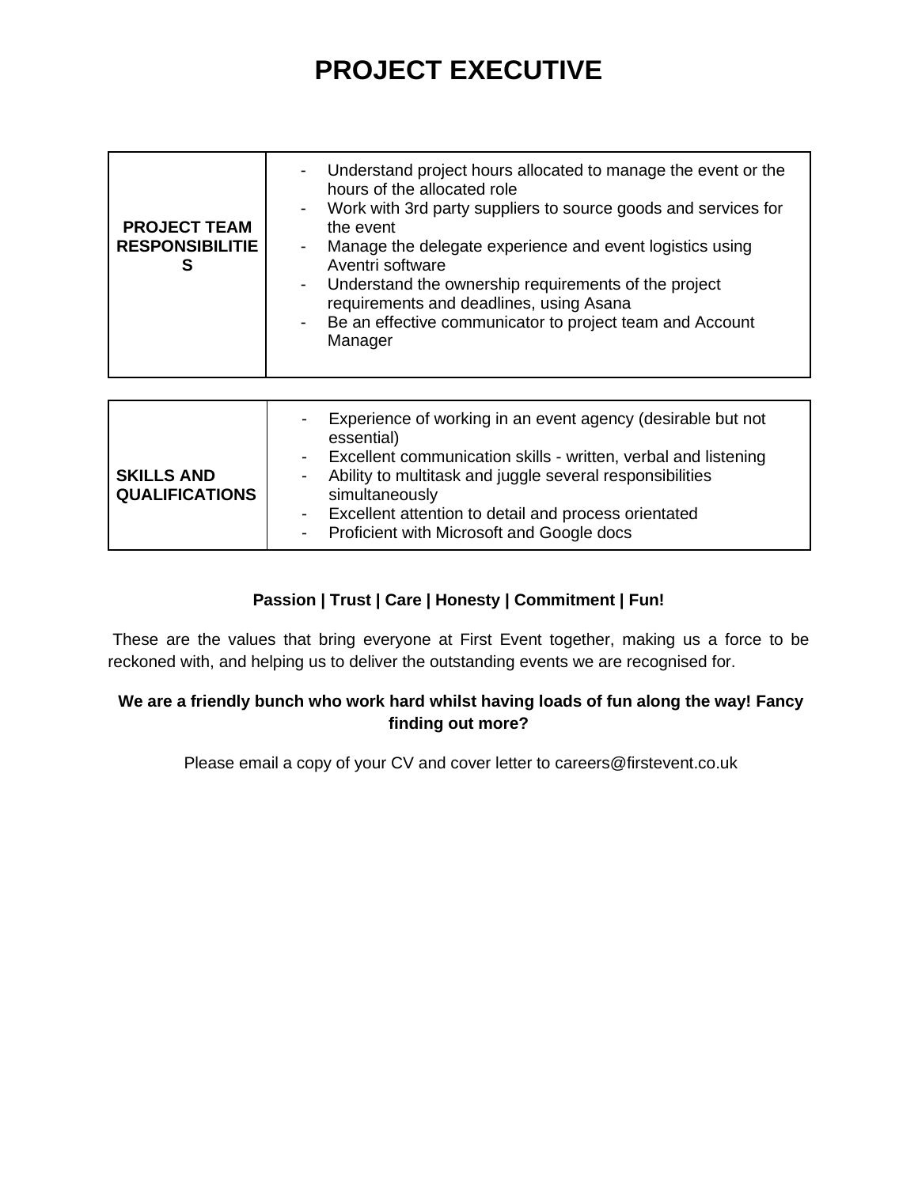# PROJECT EXECUTIVE

| | |
|---|---|
| **PROJECT TEAM RESPONSIBILITIES** | - Understand project hours allocated to manage the event or the hours of the allocated role<br>- Work with 3rd party suppliers to source goods and services for the event<br>- Manage the delegate experience and event logistics using Aventri software<br>- Understand the ownership requirements of the project requirements and deadlines, using Asana<br>- Be an effective communicator to project team and Account Manager |

| | |
|---|---|
| **SKILLS AND QUALIFICATIONS** | - Experience of working in an event agency (desirable but not essential)<br>- Excellent communication skills - written, verbal and listening<br>- Ability to multitask and juggle several responsibilities simultaneously<br>- Excellent attention to detail and process orientated<br>- Proficient with Microsoft and Google docs |

**Passion | Trust | Care | Honesty | Commitment | Fun!**

These are the values that bring everyone at First Event together, making us a force to be reckoned with, and helping us to deliver the outstanding events we are recognised for.

**We are a friendly bunch who work hard whilst having loads of fun along the way! Fancy finding out more?**

Please email a copy of your CV and cover letter to careers@firstevent.co.uk